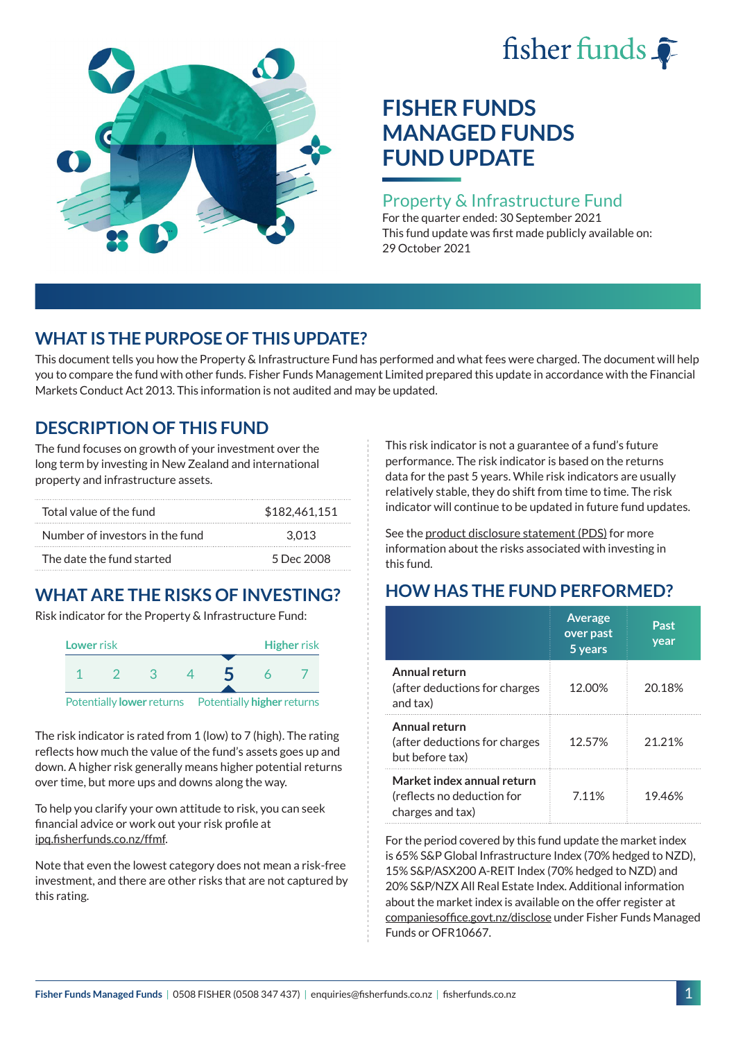fisher funds

# FISHER FUNDS MANAGED FUNDS FUND UPDATE

## Property & Infrastructure Fund

For the quarter ended: 30 September 2021

This fund update was first made publicly available on: 29 October 2021

## WHAT IS THE PURPOSE OF THIS UPDATE?

This document tells you how the Property & Infrastructure Fund has performed and what fees were charged. The document will help you to compare the fund with other funds. Fisher Funds Management Limited prepared this update in accordance with the Financial Markets Conduct Act 2013. This information is not audited and may be updated.

## DESCRIPTION OF THIS FUND

The fund focuses on growth of your investment over the long term by investing in New Zealand and international property and infrastructure assets.

| | |
|---|---|
| Total value of the fund | $182,461,151 |
| Number of investors in the fund | 3,013 |
| The date the fund started | 5 Dec 2008 |

## WHAT ARE THE RISKS OF INVESTING?

Risk indicator for the Property & Infrastructure Fund:

| Lower risk | | | | | | Higher risk |
|---|---|---|---|---|---|---|
| 1 | 2 | 3 | 4 | **5** | 6 | 7 |

Potentially **lower** returns — Potentially **higher** returns

The risk indicator is rated from 1 (low) to 7 (high). The rating reflects how much the value of the fund's assets goes up and down. A higher risk generally means higher potential returns over time, but more ups and downs along the way.

To help you clarify your own attitude to risk, you can seek financial advice or work out your risk profile at ipq.fisherfunds.co.nz/ffmf.

Note that even the lowest category does not mean a risk-free investment, and there are other risks that are not captured by this rating.

This risk indicator is not a guarantee of a fund's future performance. The risk indicator is based on the returns data for the past 5 years. While risk indicators are usually relatively stable, they do shift from time to time. The risk indicator will continue to be updated in future fund updates.

See the product disclosure statement (PDS) for more information about the risks associated with investing in this fund.

## HOW HAS THE FUND PERFORMED?

| | Average over past 5 years | Past year |
|---|---|---|
| **Annual return** (after deductions for charges and tax) | 12.00% | 20.18% |
| **Annual return** (after deductions for charges but before tax) | 12.57% | 21.21% |
| **Market index annual return** (reflects no deduction for charges and tax) | 7.11% | 19.46% |

For the period covered by this fund update the market index is 65% S&P Global Infrastructure Index (70% hedged to NZD), 15% S&P/ASX200 A-REIT Index (70% hedged to NZD) and 20% S&P/NZX All Real Estate Index. Additional information about the market index is available on the offer register at companiesoffice.govt.nz/disclose under Fisher Funds Managed Funds or OFR10667.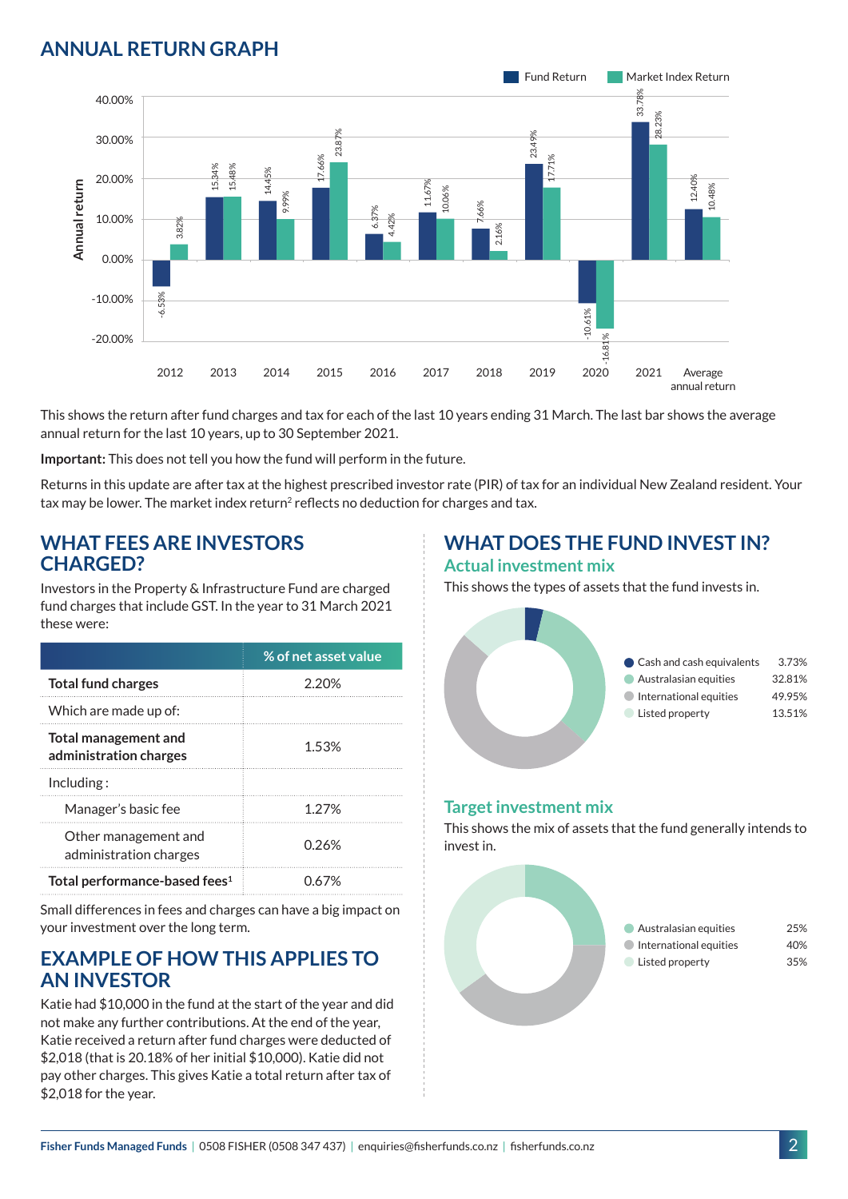## ANNUAL RETURN GRAPH

| Year | Fund Return | Market Index Return |
|---|---|---|
| 2012 | -6.53% | 3.82% |
| 2013 | 15.34% | 15.48% |
| 2014 | 14.45% | 9.99% |
| 2015 | 17.66% | 23.87% |
| 2016 | 6.37% | 4.42% |
| 2017 | 11.67% | 10.06% |
| 2018 | 7.66% | 2.16% |
| 2019 | 23.49% | 17.71% |
| 2020 | -10.61% | -16.81% |
| 2021 | 33.78% | 28.23% |
| Average annual return | 12.40% | 10.48% |

This shows the return after fund charges and tax for each of the last 10 years ending 31 March. The last bar shows the average annual return for the last 10 years, up to 30 September 2021.

**Important:** This does not tell you how the fund will perform in the future.

Returns in this update are after tax at the highest prescribed investor rate (PIR) of tax for an individual New Zealand resident. Your tax may be lower. The market index return[2] reflects no deduction for charges and tax.

## WHAT FEES ARE INVESTORS CHARGED?

Investors in the Property & Infrastructure Fund are charged fund charges that include GST. In the year to 31 March 2021 these were:

| | % of net asset value |
|---|---|
| **Total fund charges** | 2.20% |
| Which are made up of: | |
| **Total management and administration charges** | 1.53% |
| Including : | |
| Manager's basic fee | 1.27% |
| Other management and administration charges | 0.26% |
| **Total performance-based fees[1]** | 0.67% |

Small differences in fees and charges can have a big impact on your investment over the long term.

## EXAMPLE OF HOW THIS APPLIES TO AN INVESTOR

Katie had $10,000 in the fund at the start of the year and did not make any further contributions. At the end of the year, Katie received a return after fund charges were deducted of $2,018 (that is 20.18% of her initial $10,000). Katie did not pay other charges. This gives Katie a total return after tax of $2,018 for the year.

## WHAT DOES THE FUND INVEST IN?

### Actual investment mix

This shows the types of assets that the fund invests in.

| Asset | % |
|---|---|
| Cash and cash equivalents | 3.73% |
| Australasian equities | 32.81% |
| International equities | 49.95% |
| Listed property | 13.51% |

### Target investment mix

This shows the mix of assets that the fund generally intends to invest in.

| Asset | % |
|---|---|
| Australasian equities | 25% |
| International equities | 40% |
| Listed property | 35% |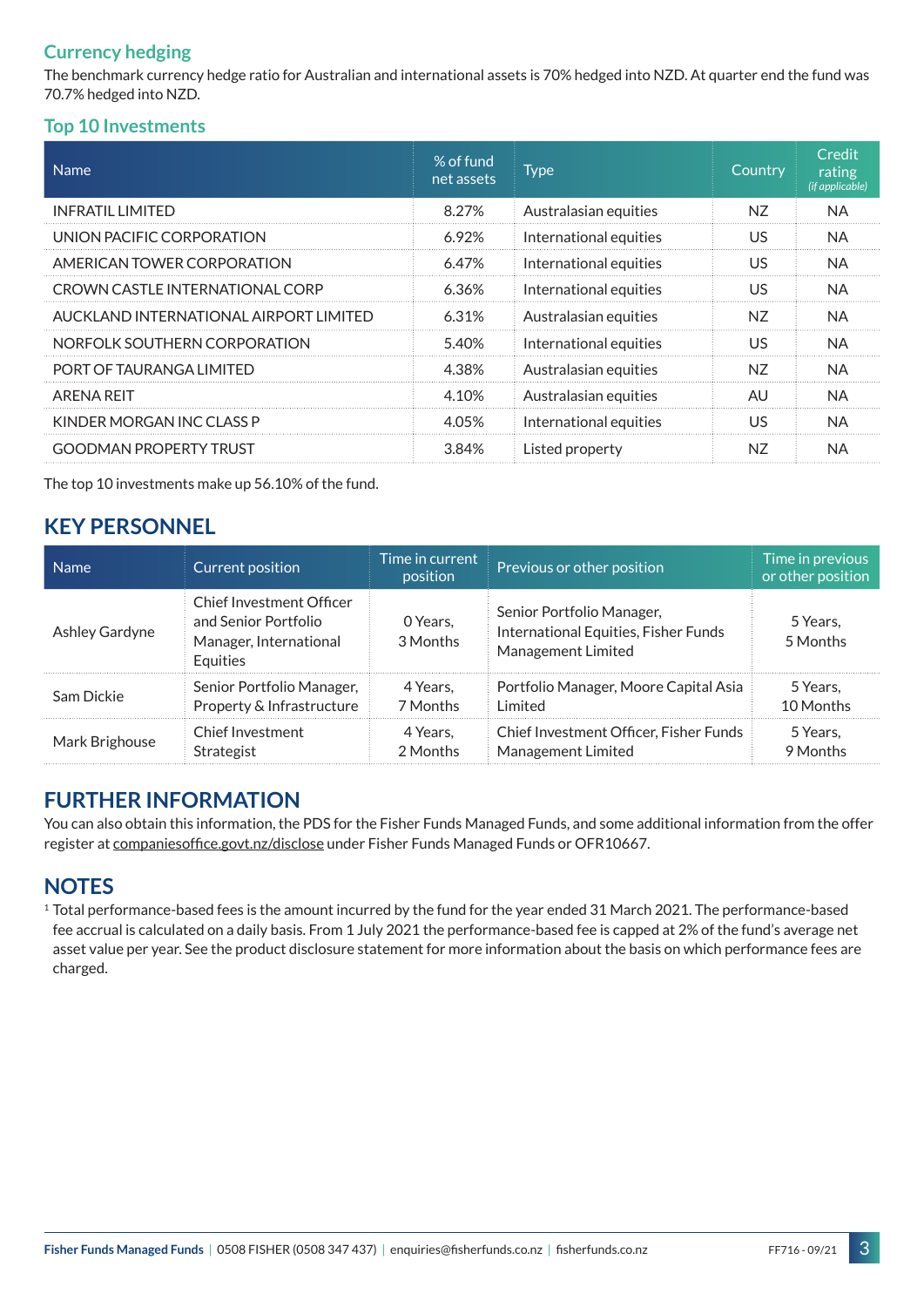## Currency hedging

The benchmark currency hedge ratio for Australian and international assets is 70% hedged into NZD. At quarter end the fund was 70.7% hedged into NZD.

## Top 10 Investments

| Name | % of fund net assets | Type | Country | Credit rating *(if applicable)* |
|---|---|---|---|---|
| INFRATIL LIMITED | 8.27% | Australasian equities | NZ | NA |
| UNION PACIFIC CORPORATION | 6.92% | International equities | US | NA |
| AMERICAN TOWER CORPORATION | 6.47% | International equities | US | NA |
| CROWN CASTLE INTERNATIONAL CORP | 6.36% | International equities | US | NA |
| AUCKLAND INTERNATIONAL AIRPORT LIMITED | 6.31% | Australasian equities | NZ | NA |
| NORFOLK SOUTHERN CORPORATION | 5.40% | International equities | US | NA |
| PORT OF TAURANGA LIMITED | 4.38% | Australasian equities | NZ | NA |
| ARENA REIT | 4.10% | Australasian equities | AU | NA |
| KINDER MORGAN INC CLASS P | 4.05% | International equities | US | NA |
| GOODMAN PROPERTY TRUST | 3.84% | Listed property | NZ | NA |

The top 10 investments make up 56.10% of the fund.

## KEY PERSONNEL

| Name | Current position | Time in current position | Previous or other position | Time in previous or other position |
|---|---|---|---|---|
| Ashley Gardyne | Chief Investment Officer and Senior Portfolio Manager, International Equities | 0 Years, 3 Months | Senior Portfolio Manager, International Equities, Fisher Funds Management Limited | 5 Years, 5 Months |
| Sam Dickie | Senior Portfolio Manager, Property & Infrastructure | 4 Years, 7 Months | Portfolio Manager, Moore Capital Asia Limited | 5 Years, 10 Months |
| Mark Brighouse | Chief Investment Strategist | 4 Years, 2 Months | Chief Investment Officer, Fisher Funds Management Limited | 5 Years, 9 Months |

## FURTHER INFORMATION

You can also obtain this information, the PDS for the Fisher Funds Managed Funds, and some additional information from the offer register at companiesoffice.govt.nz/disclose under Fisher Funds Managed Funds or OFR10667.

## NOTES

[1] Total performance-based fees is the amount incurred by the fund for the year ended 31 March 2021. The performance-based fee accrual is calculated on a daily basis. From 1 July 2021 the performance-based fee is capped at 2% of the fund's average net asset value per year. See the product disclosure statement for more information about the basis on which performance fees are charged.